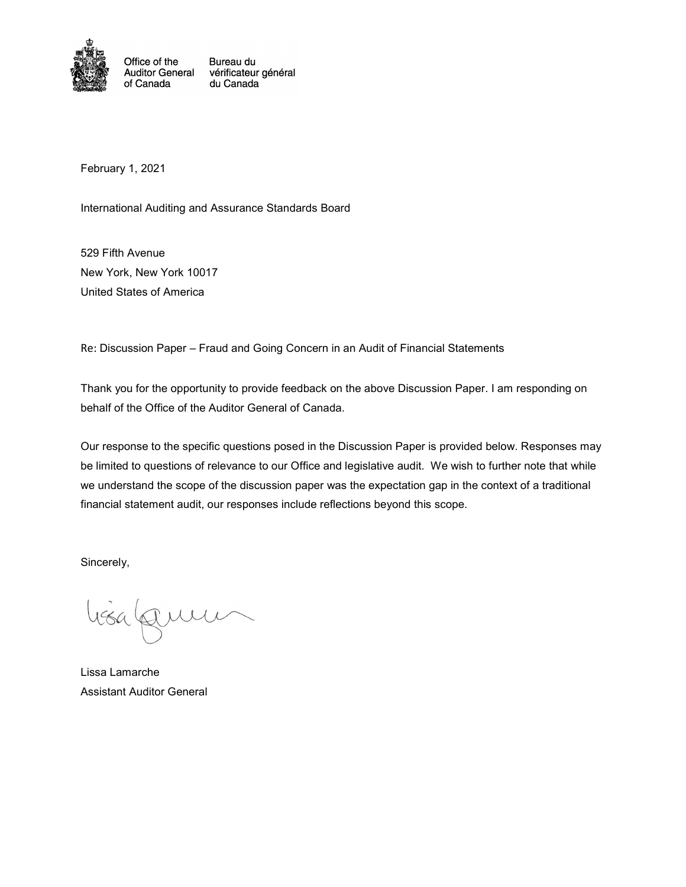Office of the Auditor General of Canada | Bureau du vérificateur général du Canada

February 1, 2021

International Auditing and Assurance Standards Board

529 Fifth Avenue
New York, New York 10017
United States of America

Re: Discussion Paper – Fraud and Going Concern in an Audit of Financial Statements

Thank you for the opportunity to provide feedback on the above Discussion Paper. I am responding on behalf of the Office of the Auditor General of Canada.

Our response to the specific questions posed in the Discussion Paper is provided below. Responses may be limited to questions of relevance to our Office and legislative audit. We wish to further note that while we understand the scope of the discussion paper was the expectation gap in the context of a traditional financial statement audit, our responses include reflections beyond this scope.

Sincerely,

Lissa Lamarche
Assistant Auditor General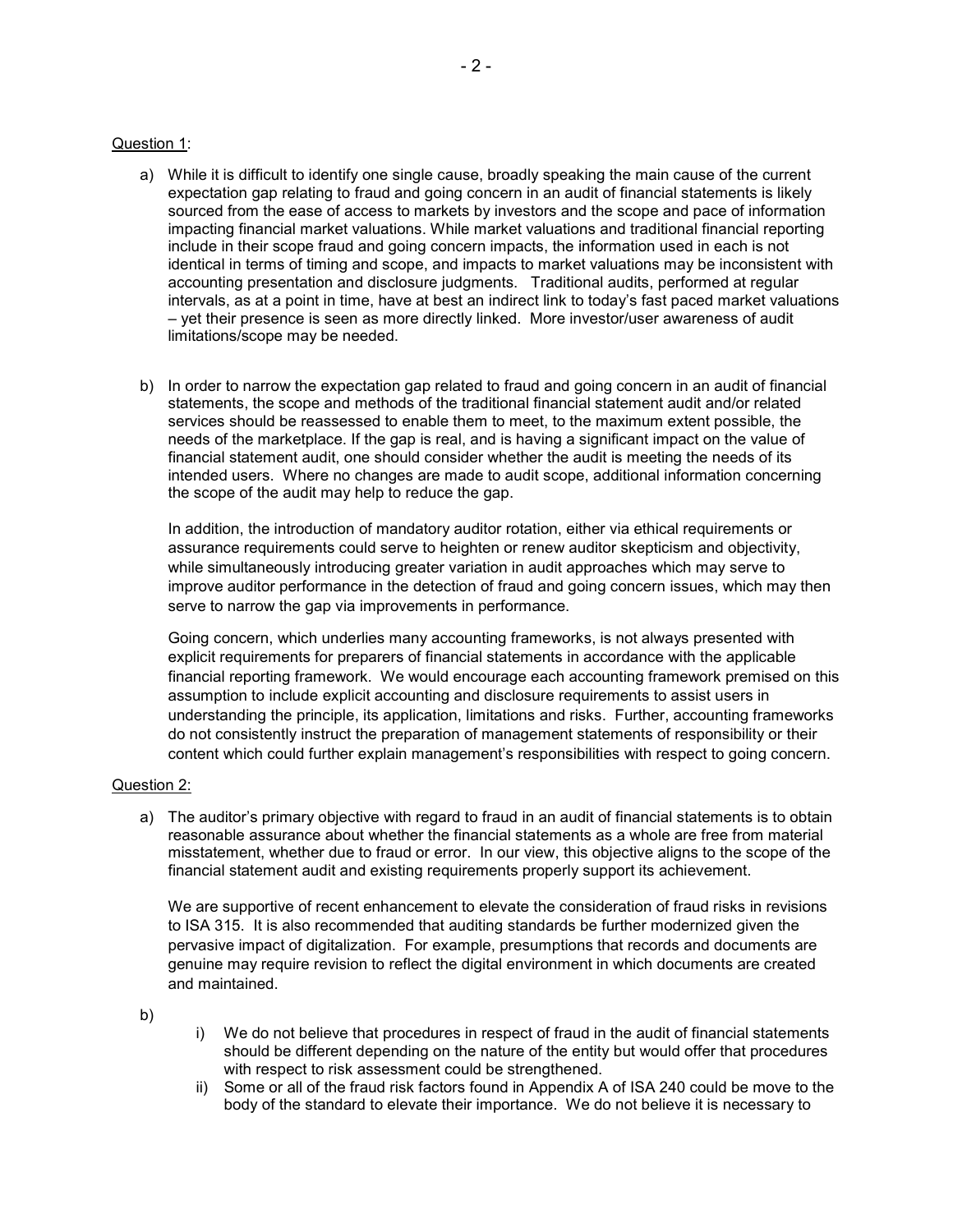Question 1:

a) While it is difficult to identify one single cause, broadly speaking the main cause of the current expectation gap relating to fraud and going concern in an audit of financial statements is likely sourced from the ease of access to markets by investors and the scope and pace of information impacting financial market valuations. While market valuations and traditional financial reporting include in their scope fraud and going concern impacts, the information used in each is not identical in terms of timing and scope, and impacts to market valuations may be inconsistent with accounting presentation and disclosure judgments. Traditional audits, performed at regular intervals, as at a point in time, have at best an indirect link to today's fast paced market valuations – yet their presence is seen as more directly linked. More investor/user awareness of audit limitations/scope may be needed.

b) In order to narrow the expectation gap related to fraud and going concern in an audit of financial statements, the scope and methods of the traditional financial statement audit and/or related services should be reassessed to enable them to meet, to the maximum extent possible, the needs of the marketplace. If the gap is real, and is having a significant impact on the value of financial statement audit, one should consider whether the audit is meeting the needs of its intended users. Where no changes are made to audit scope, additional information concerning the scope of the audit may help to reduce the gap.

   In addition, the introduction of mandatory auditor rotation, either via ethical requirements or assurance requirements could serve to heighten or renew auditor skepticism and objectivity, while simultaneously introducing greater variation in audit approaches which may serve to improve auditor performance in the detection of fraud and going concern issues, which may then serve to narrow the gap via improvements in performance.

   Going concern, which underlies many accounting frameworks, is not always presented with explicit requirements for preparers of financial statements in accordance with the applicable financial reporting framework. We would encourage each accounting framework premised on this assumption to include explicit accounting and disclosure requirements to assist users in understanding the principle, its application, limitations and risks. Further, accounting frameworks do not consistently instruct the preparation of management statements of responsibility or their content which could further explain management's responsibilities with respect to going concern.

Question 2:

a) The auditor's primary objective with regard to fraud in an audit of financial statements is to obtain reasonable assurance about whether the financial statements as a whole are free from material misstatement, whether due to fraud or error. In our view, this objective aligns to the scope of the financial statement audit and existing requirements properly support its achievement.

   We are supportive of recent enhancement to elevate the consideration of fraud risks in revisions to ISA 315. It is also recommended that auditing standards be further modernized given the pervasive impact of digitalization. For example, presumptions that records and documents are genuine may require revision to reflect the digital environment in which documents are created and maintained.

b)
   i) We do not believe that procedures in respect of fraud in the audit of financial statements should be different depending on the nature of the entity but would offer that procedures with respect to risk assessment could be strengthened.
   ii) Some or all of the fraud risk factors found in Appendix A of ISA 240 could be move to the body of the standard to elevate their importance. We do not believe it is necessary to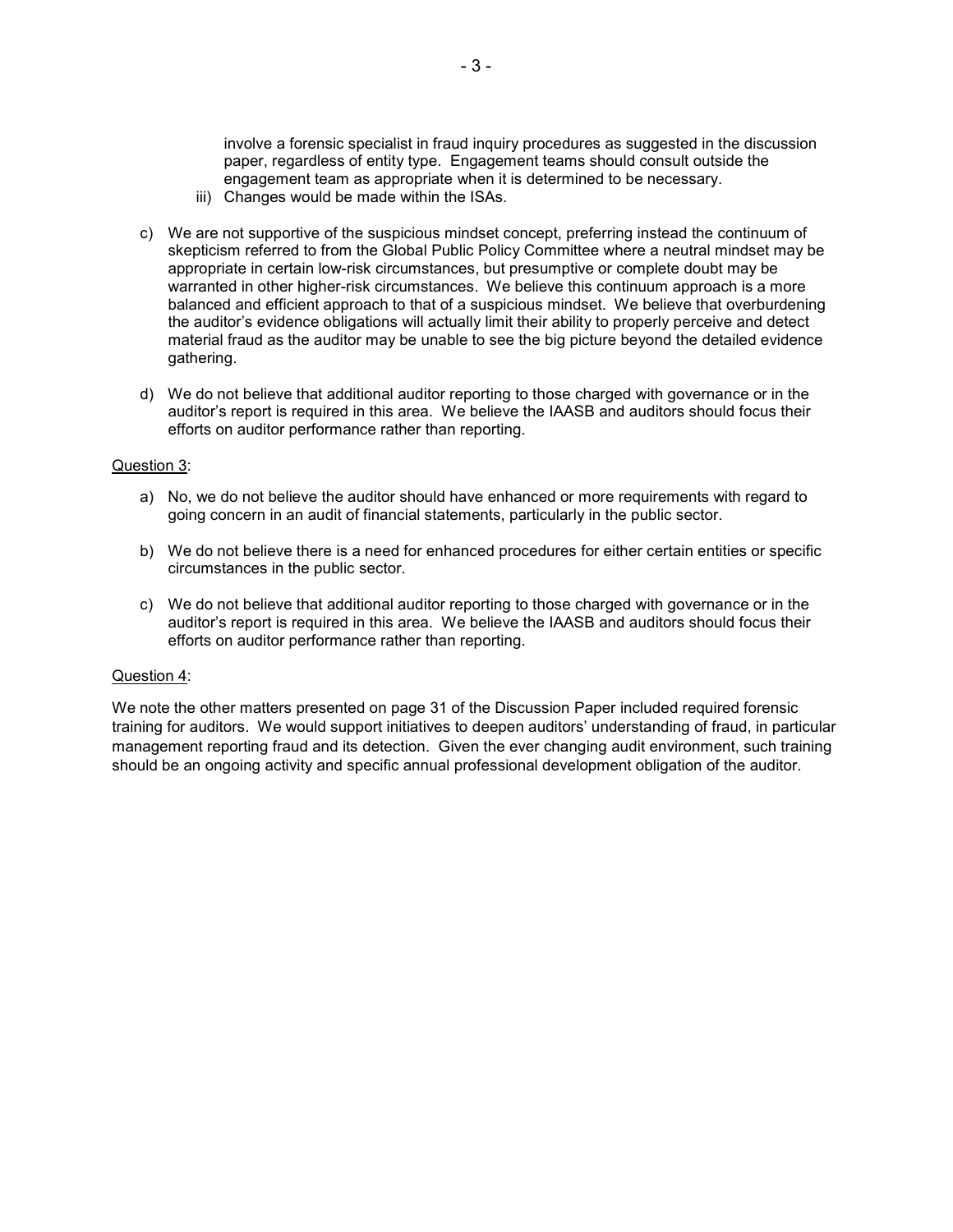involve a forensic specialist in fraud inquiry procedures as suggested in the discussion paper, regardless of entity type. Engagement teams should consult outside the engagement team as appropriate when it is determined to be necessary.

iii) Changes would be made within the ISAs.

c) We are not supportive of the suspicious mindset concept, preferring instead the continuum of skepticism referred to from the Global Public Policy Committee where a neutral mindset may be appropriate in certain low-risk circumstances, but presumptive or complete doubt may be warranted in other higher-risk circumstances. We believe this continuum approach is a more balanced and efficient approach to that of a suspicious mindset. We believe that overburdening the auditor's evidence obligations will actually limit their ability to properly perceive and detect material fraud as the auditor may be unable to see the big picture beyond the detailed evidence gathering.

d) We do not believe that additional auditor reporting to those charged with governance or in the auditor's report is required in this area. We believe the IAASB and auditors should focus their efforts on auditor performance rather than reporting.

<u>Question 3</u>:

a) No, we do not believe the auditor should have enhanced or more requirements with regard to going concern in an audit of financial statements, particularly in the public sector.

b) We do not believe there is a need for enhanced procedures for either certain entities or specific circumstances in the public sector.

c) We do not believe that additional auditor reporting to those charged with governance or in the auditor's report is required in this area. We believe the IAASB and auditors should focus their efforts on auditor performance rather than reporting.

<u>Question 4</u>:

We note the other matters presented on page 31 of the Discussion Paper included required forensic training for auditors. We would support initiatives to deepen auditors' understanding of fraud, in particular management reporting fraud and its detection. Given the ever changing audit environment, such training should be an ongoing activity and specific annual professional development obligation of the auditor.